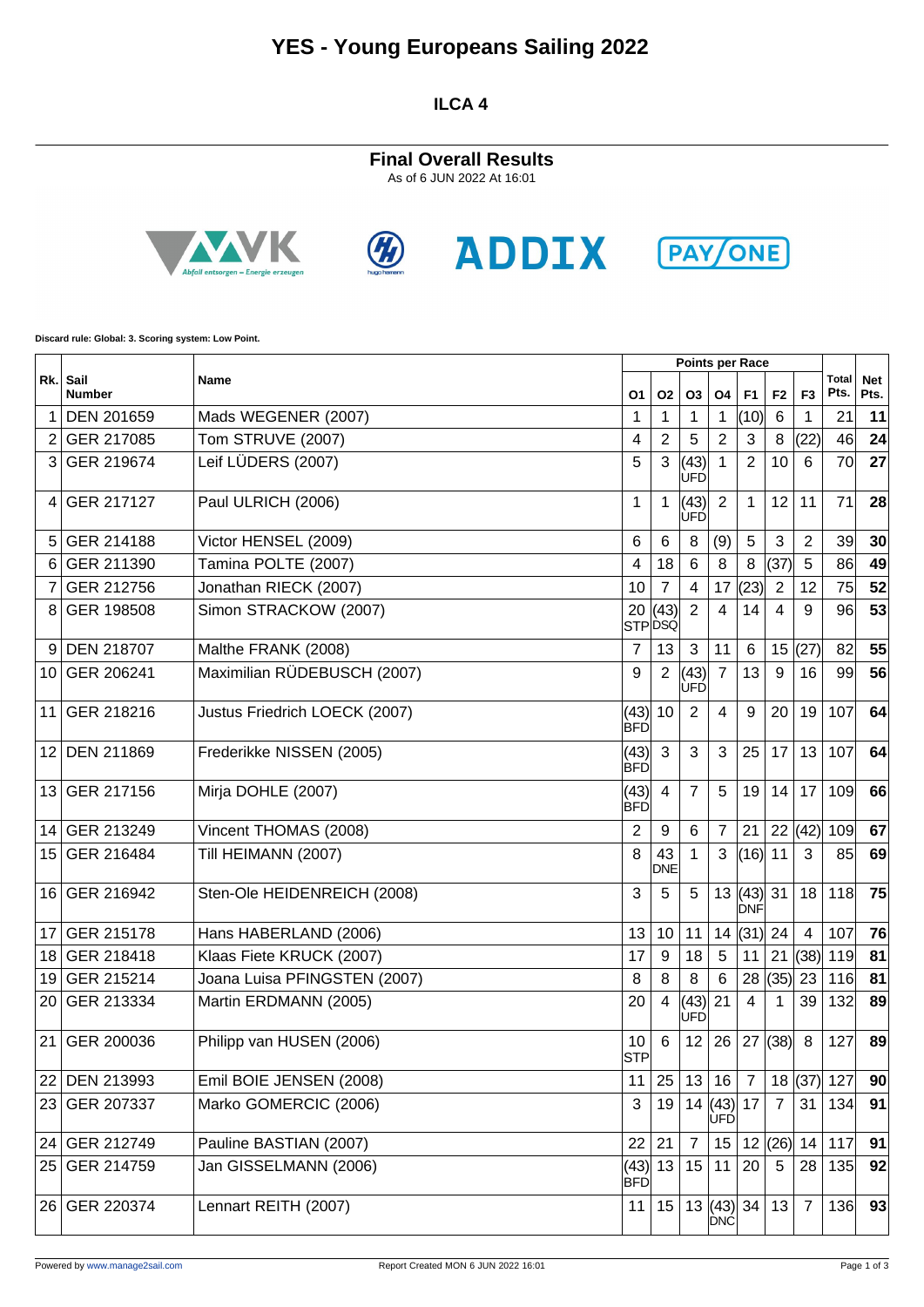# YES - Young Europeans Sailing 2022

## ILCA 4

### Final Overall Results

As of 6 JUN 2022 At 16:01

Discard rule: Global: 3. Scoring system: Low Point.

| Rk. | Sail Number | Name | Points per Race | | | | | | | Total Pts. | Net Pts. |
|---|---|---|---|---|---|---|---|---|---|---|---|
| | | | O1 | O2 | O3 | O4 | F1 | F2 | F3 | | |
| 1 | DEN 201659 | Mads WEGENER (2007) | 1 | 1 | 1 | 1 | (10) | 6 | 1 | 21 | 11 |
| 2 | GER 217085 | Tom STRUVE (2007) | 4 | 2 | 5 | 2 | 3 | 8 | (22) | 46 | 24 |
| 3 | GER 219674 | Leif LÜDERS (2007) | 5 | 3 | (43) UFD | 1 | 2 | 10 | 6 | 70 | 27 |
| 4 | GER 217127 | Paul ULRICH (2006) | 1 | 1 | (43) UFD | 2 | 1 | 12 | 11 | 71 | 28 |
| 5 | GER 214188 | Victor HENSEL (2009) | 6 | 6 | 8 | (9) | 5 | 3 | 2 | 39 | 30 |
| 6 | GER 211390 | Tamina POLTE (2007) | 4 | 18 | 6 | 8 | 8 | (37) | 5 | 86 | 49 |
| 7 | GER 212756 | Jonathan RIECK (2007) | 10 | 7 | 4 | 17 | (23) | 2 | 12 | 75 | 52 |
| 8 | GER 198508 | Simon STRACKOW (2007) | 20 STP | (43) DSQ | 2 | 4 | 14 | 4 | 9 | 96 | 53 |
| 9 | DEN 218707 | Malthe FRANK (2008) | 7 | 13 | 3 | 11 | 6 | 15 | (27) | 82 | 55 |
| 10 | GER 206241 | Maximilian RÜDEBUSCH (2007) | 9 | 2 | (43) UFD | 7 | 13 | 9 | 16 | 99 | 56 |
| 11 | GER 218216 | Justus Friedrich LOECK (2007) | (43) BFD | 10 | 2 | 4 | 9 | 20 | 19 | 107 | 64 |
| 12 | DEN 211869 | Frederikke NISSEN (2005) | (43) BFD | 3 | 3 | 3 | 25 | 17 | 13 | 107 | 64 |
| 13 | GER 217156 | Mirja DOHLE (2007) | (43) BFD | 4 | 7 | 5 | 19 | 14 | 17 | 109 | 66 |
| 14 | GER 213249 | Vincent THOMAS (2008) | 2 | 9 | 6 | 7 | 21 | 22 | (42) | 109 | 67 |
| 15 | GER 216484 | Till HEIMANN (2007) | 8 | 43 DNE | 1 | 3 | (16) | 11 | 3 | 85 | 69 |
| 16 | GER 216942 | Sten-Ole HEIDENREICH (2008) | 3 | 5 | 5 | 13 | (43) DNF | 31 | 18 | 118 | 75 |
| 17 | GER 215178 | Hans HABERLAND (2006) | 13 | 10 | 11 | 14 | (31) | 24 | 4 | 107 | 76 |
| 18 | GER 218418 | Klaas Fiete KRUCK (2007) | 17 | 9 | 18 | 5 | 11 | 21 | (38) | 119 | 81 |
| 19 | GER 215214 | Joana Luisa PFINGSTEN (2007) | 8 | 8 | 8 | 6 | 28 | (35) | 23 | 116 | 81 |
| 20 | GER 213334 | Martin ERDMANN (2005) | 20 | 4 | (43) UFD | 21 | 4 | 1 | 39 | 132 | 89 |
| 21 | GER 200036 | Philipp van HUSEN (2006) | 10 STP | 6 | 12 | 26 | 27 | (38) | 8 | 127 | 89 |
| 22 | DEN 213993 | Emil BOIE JENSEN (2008) | 11 | 25 | 13 | 16 | 7 | 18 | (37) | 127 | 90 |
| 23 | GER 207337 | Marko GOMERCIC (2006) | 3 | 19 | 14 | (43) UFD | 17 | 7 | 31 | 134 | 91 |
| 24 | GER 212749 | Pauline BASTIAN (2007) | 22 | 21 | 7 | 15 | 12 | (26) | 14 | 117 | 91 |
| 25 | GER 214759 | Jan GISSELMANN (2006) | (43) BFD | 13 | 15 | 11 | 20 | 5 | 28 | 135 | 92 |
| 26 | GER 220374 | Lennart REITH (2007) | 11 | 15 | 13 | (43) DNC | 34 | 13 | 7 | 136 | 93 |

Powered by www.manage2sail.com

Report Created MON 6 JUN 2022 16:01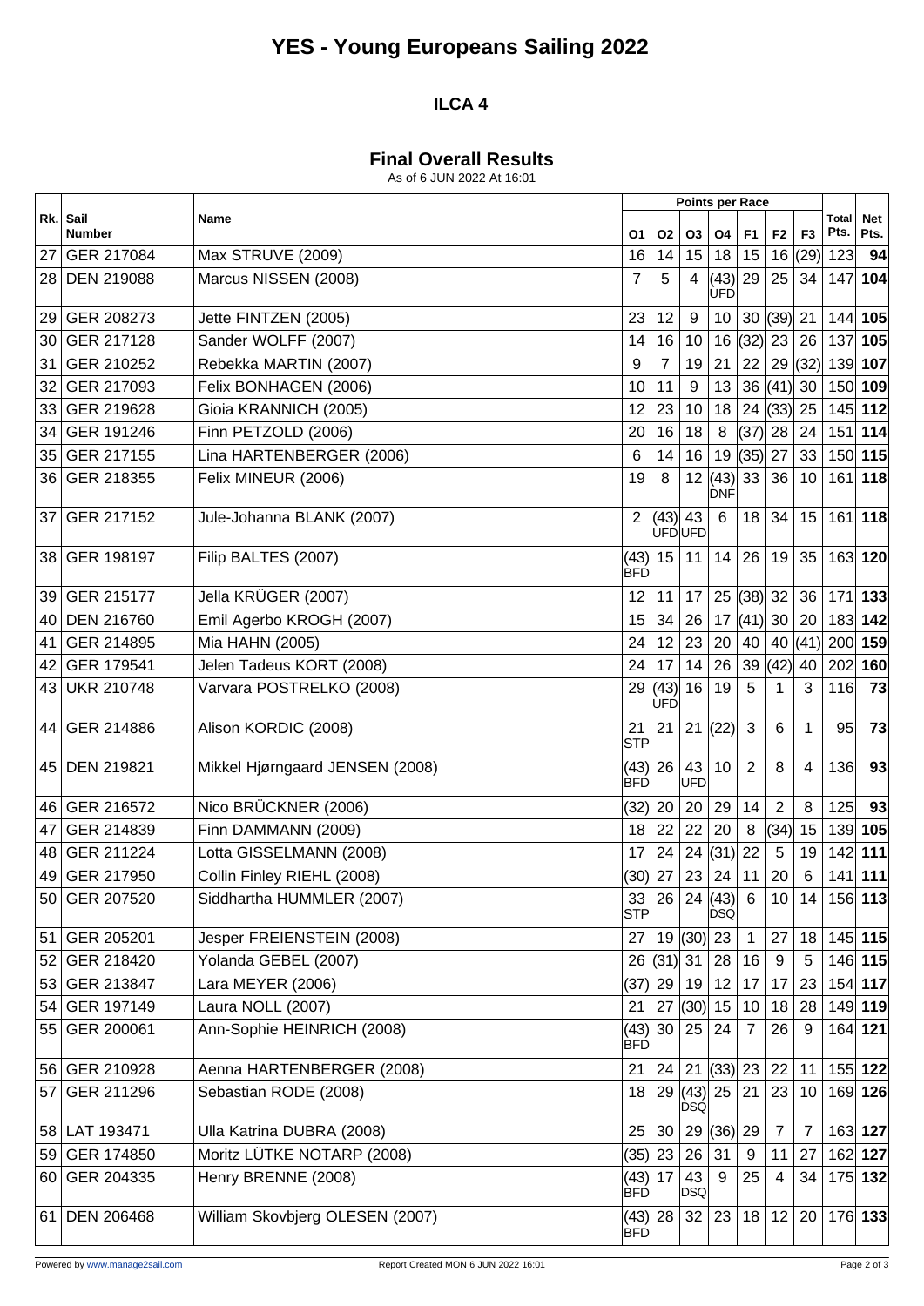# YES - Young Europeans Sailing 2022

## ILCA 4

### Final Overall Results

As of 6 JUN 2022 At 16:01

| Rk. | Sail Number | Name | Points per Race | | | | | | | Total Pts. | Net Pts. |
|---|---|---|---|---|---|---|---|---|---|---|---|
| | | | O1 | O2 | O3 | O4 | F1 | F2 | F3 | | |
| 27 | GER 217084 | Max STRUVE (2009) | 16 | 14 | 15 | 18 | 15 | 16 | (29) | 123 | **94** |
| 28 | DEN 219088 | Marcus NISSEN (2008) | 7 | 5 | 4 | (43) UFD | 29 | 25 | 34 | 147 | **104** |
| 29 | GER 208273 | Jette FINTZEN (2005) | 23 | 12 | 9 | 10 | 30 | (39) | 21 | 144 | **105** |
| 30 | GER 217128 | Sander WOLFF (2007) | 14 | 16 | 10 | 16 | (32) | 23 | 26 | 137 | **105** |
| 31 | GER 210252 | Rebekka MARTIN (2007) | 9 | 7 | 19 | 21 | 22 | 29 | (32) | 139 | **107** |
| 32 | GER 217093 | Felix BONHAGEN (2006) | 10 | 11 | 9 | 13 | 36 | (41) | 30 | 150 | **109** |
| 33 | GER 219628 | Gioia KRANNICH (2005) | 12 | 23 | 10 | 18 | 24 | (33) | 25 | 145 | **112** |
| 34 | GER 191246 | Finn PETZOLD (2006) | 20 | 16 | 18 | 8 | (37) | 28 | 24 | 151 | **114** |
| 35 | GER 217155 | Lina HARTENBERGER (2006) | 6 | 14 | 16 | 19 | (35) | 27 | 33 | 150 | **115** |
| 36 | GER 218355 | Felix MINEUR (2006) | 19 | 8 | 12 | (43) DNF | 33 | 36 | 10 | 161 | **118** |
| 37 | GER 217152 | Jule-Johanna BLANK (2007) | 2 | (43) UFD | 43 UFD | 6 | 18 | 34 | 15 | 161 | **118** |
| 38 | GER 198197 | Filip BALTES (2007) | (43) BFD | 15 | 11 | 14 | 26 | 19 | 35 | 163 | **120** |
| 39 | GER 215177 | Jella KRÜGER (2007) | 12 | 11 | 17 | 25 | (38) | 32 | 36 | 171 | **133** |
| 40 | DEN 216760 | Emil Agerbo KROGH (2007) | 15 | 34 | 26 | 17 | (41) | 30 | 20 | 183 | **142** |
| 41 | GER 214895 | Mia HAHN (2005) | 24 | 12 | 23 | 20 | 40 | 40 | (41) | 200 | **159** |
| 42 | GER 179541 | Jelen Tadeus KORT (2008) | 24 | 17 | 14 | 26 | 39 | (42) | 40 | 202 | **160** |
| 43 | UKR 210748 | Varvara POSTRELKO (2008) | 29 | (43) UFD | 16 | 19 | 5 | 1 | 3 | 116 | **73** |
| 44 | GER 214886 | Alison KORDIC (2008) | 21 STP | 21 | 21 | (22) | 3 | 6 | 1 | 95 | **73** |
| 45 | DEN 219821 | Mikkel Hjørngaard JENSEN (2008) | (43) BFD | 26 | 43 UFD | 10 | 2 | 8 | 4 | 136 | **93** |
| 46 | GER 216572 | Nico BRÜCKNER (2006) | (32) | 20 | 20 | 29 | 14 | 2 | 8 | 125 | **93** |
| 47 | GER 214839 | Finn DAMMANN (2009) | 18 | 22 | 22 | 20 | 8 | (34) | 15 | 139 | **105** |
| 48 | GER 211224 | Lotta GISSELMANN (2008) | 17 | 24 | 24 | (31) | 22 | 5 | 19 | 142 | **111** |
| 49 | GER 217950 | Collin Finley RIEHL (2008) | (30) | 27 | 23 | 24 | 11 | 20 | 6 | 141 | **111** |
| 50 | GER 207520 | Siddhartha HUMMLER (2007) | 33 STP | 26 | 24 | (43) DSQ | 6 | 10 | 14 | 156 | **113** |
| 51 | GER 205201 | Jesper FREIENSTEIN (2008) | 27 | 19 | (30) | 23 | 1 | 27 | 18 | 145 | **115** |
| 52 | GER 218420 | Yolanda GEBEL (2007) | 26 | (31) | 31 | 28 | 16 | 9 | 5 | 146 | **115** |
| 53 | GER 213847 | Lara MEYER (2006) | (37) | 29 | 19 | 12 | 17 | 17 | 23 | 154 | **117** |
| 54 | GER 197149 | Laura NOLL (2007) | 21 | 27 | (30) | 15 | 10 | 18 | 28 | 149 | **119** |
| 55 | GER 200061 | Ann-Sophie HEINRICH (2008) | (43) BFD | 30 | 25 | 24 | 7 | 26 | 9 | 164 | **121** |
| 56 | GER 210928 | Aenna HARTENBERGER (2008) | 21 | 24 | 21 | (33) | 23 | 22 | 11 | 155 | **122** |
| 57 | GER 211296 | Sebastian RODE (2008) | 18 | 29 | (43) DSQ | 25 | 21 | 23 | 10 | 169 | **126** |
| 58 | LAT 193471 | Ulla Katrina DUBRA (2008) | 25 | 30 | 29 | (36) | 29 | 7 | 7 | 163 | **127** |
| 59 | GER 174850 | Moritz LÜTKE NOTARP (2008) | (35) | 23 | 26 | 31 | 9 | 11 | 27 | 162 | **127** |
| 60 | GER 204335 | Henry BRENNE (2008) | (43) BFD | 17 | 43 DSQ | 9 | 25 | 4 | 34 | 175 | **132** |
| 61 | DEN 206468 | William Skovbjerg OLESEN (2007) | (43) BFD | 28 | 32 | 23 | 18 | 12 | 20 | 176 | **133** |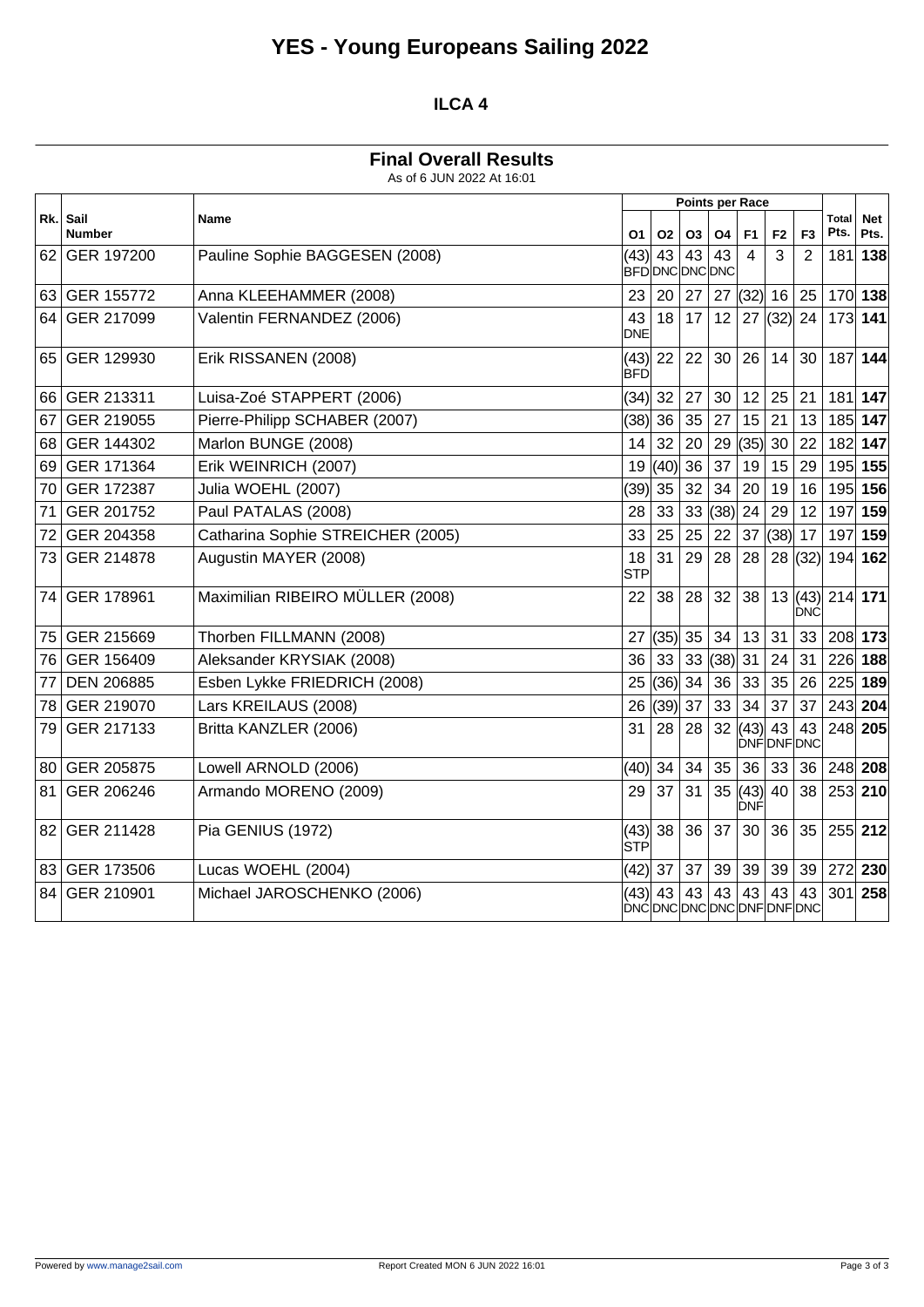# YES - Young Europeans Sailing 2022

## ILCA 4

### Final Overall Results

As of 6 JUN 2022 At 16:01

| Rk. | Sail Number | Name | Points per Race | | | | | | | Total Pts. | Net Pts. |
|---|---|---|---|---|---|---|---|---|---|---|---|
| | | | O1 | O2 | O3 | O4 | F1 | F2 | F3 | | |
| 62 | GER 197200 | Pauline Sophie BAGGESEN (2008) | (43) BFD | 43 DNC | 43 DNC | 43 DNC | 4 | 3 | 2 | 181 | **138** |
| 63 | GER 155772 | Anna KLEEHAMMER (2008) | 23 | 20 | 27 | 27 | (32) | 16 | 25 | 170 | **138** |
| 64 | GER 217099 | Valentin FERNANDEZ (2006) | 43 DNE | 18 | 17 | 12 | 27 | (32) | 24 | 173 | **141** |
| 65 | GER 129930 | Erik RISSANEN (2008) | (43) BFD | 22 | 22 | 30 | 26 | 14 | 30 | 187 | **144** |
| 66 | GER 213311 | Luisa-Zoé STAPPERT (2006) | (34) | 32 | 27 | 30 | 12 | 25 | 21 | 181 | **147** |
| 67 | GER 219055 | Pierre-Philipp SCHABER (2007) | (38) | 36 | 35 | 27 | 15 | 21 | 13 | 185 | **147** |
| 68 | GER 144302 | Marlon BUNGE (2008) | 14 | 32 | 20 | 29 | (35) | 30 | 22 | 182 | **147** |
| 69 | GER 171364 | Erik WEINRICH (2007) | 19 | (40) | 36 | 37 | 19 | 15 | 29 | 195 | **155** |
| 70 | GER 172387 | Julia WOEHL (2007) | (39) | 35 | 32 | 34 | 20 | 19 | 16 | 195 | **156** |
| 71 | GER 201752 | Paul PATALAS (2008) | 28 | 33 | 33 | (38) | 24 | 29 | 12 | 197 | **159** |
| 72 | GER 204358 | Catharina Sophie STREICHER (2005) | 33 | 25 | 25 | 22 | 37 | (38) | 17 | 197 | **159** |
| 73 | GER 214878 | Augustin MAYER (2008) | 18 STP | 31 | 29 | 28 | 28 | 28 | (32) | 194 | **162** |
| 74 | GER 178961 | Maximilian RIBEIRO MÜLLER (2008) | 22 | 38 | 28 | 32 | 38 | 13 | (43) DNC | 214 | **171** |
| 75 | GER 215669 | Thorben FILLMANN (2008) | 27 | (35) | 35 | 34 | 13 | 31 | 33 | 208 | **173** |
| 76 | GER 156409 | Aleksander KRYSIAK (2008) | 36 | 33 | 33 | (38) | 31 | 24 | 31 | 226 | **188** |
| 77 | DEN 206885 | Esben Lykke FRIEDRICH (2008) | 25 | (36) | 34 | 36 | 33 | 35 | 26 | 225 | **189** |
| 78 | GER 219070 | Lars KREILAUS (2008) | 26 | (39) | 37 | 33 | 34 | 37 | 37 | 243 | **204** |
| 79 | GER 217133 | Britta KANZLER (2006) | 31 | 28 | 28 | 32 | (43) DNF | 43 DNF | 43 DNC | 248 | **205** |
| 80 | GER 205875 | Lowell ARNOLD (2006) | (40) | 34 | 34 | 35 | 36 | 33 | 36 | 248 | **208** |
| 81 | GER 206246 | Armando MORENO (2009) | 29 | 37 | 31 | 35 | (43) DNF | 40 | 38 | 253 | **210** |
| 82 | GER 211428 | Pia GENIUS (1972) | (43) STP | 38 | 36 | 37 | 30 | 36 | 35 | 255 | **212** |
| 83 | GER 173506 | Lucas WOEHL (2004) | (42) | 37 | 37 | 39 | 39 | 39 | 39 | 272 | **230** |
| 84 | GER 210901 | Michael JAROSCHENKO (2006) | (43) DNC | 43 DNC | 43 DNC | 43 DNC | 43 DNF | 43 DNF | 43 DNC | 301 | **258** |